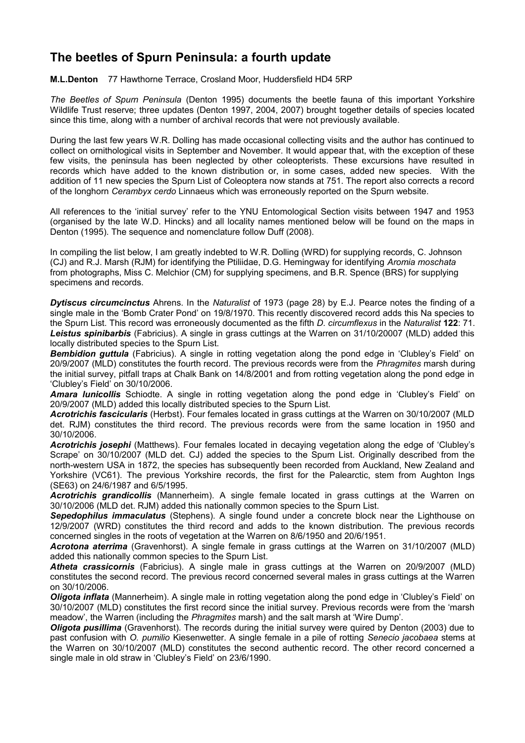# The beetles of Spurn Peninsula: a fourth update

**M.L.Denton** 77 Hawthorne Terrace, Crosland Moor, Huddersfield HD4 5RP

*The Beetles of Spurn Peninsula* (Denton 1995) documents the beetle fauna of this important Yorkshire Wildlife Trust reserve; three updates (Denton 1997, 2004, 2007) brought together details of species located since this time, along with a number of archival records that were not previously available.

During the last few years W.R. Dolling has made occasional collecting visits and the author has continued to collect on ornithological visits in September and November. It would appear that, with the exception of these few visits, the peninsula has been neglected by other coleopterists. These excursions have resulted in records which have added to the known distribution or, in some cases, added new species. With the addition of 11 new species the Spurn List of Coleoptera now stands at 751. The report also corrects a record of the longhorn *Cerambyx cerdo* Linnaeus which was erroneously reported on the Spurn website.

All references to the 'initial survey' refer to the YNU Entomological Section visits between 1947 and 1953 (organised by the late W.D. Hincks) and all locality names mentioned below will be found on the maps in Denton (1995). The sequence and nomenclature follow Duff (2008).

In compiling the list below, I am greatly indebted to W.R. Dolling (WRD) for supplying records, C. Johnson (CJ) and R.J. Marsh (RJM) for identifying the Ptiliidae, D.G. Hemingway for identifying *Aromia moschata* from photographs, Miss C. Melchior (CM) for supplying specimens, and B.R. Spence (BRS) for supplying specimens and records.

***Dytiscus circumcinctus*** Ahrens. In the *Naturalist* of 1973 (page 28) by E.J. Pearce notes the finding of a single male in the 'Bomb Crater Pond' on 19/8/1970. This recently discovered record adds this Na species to the Spurn List. This record was erroneously documented as the fifth *D. circumflexus* in the *Naturalist* **122**: 71.
***Leistus spinibarbis*** (Fabricius). A single in grass cuttings at the Warren on 31/10/20007 (MLD) added this locally distributed species to the Spurn List.
***Bembidion guttula*** (Fabricius). A single in rotting vegetation along the pond edge in 'Clubley's Field' on 20/9/2007 (MLD) constitutes the fourth record. The previous records were from the *Phragmites* marsh during the initial survey, pitfall traps at Chalk Bank on 14/8/2001 and from rotting vegetation along the pond edge in 'Clubley's Field' on 30/10/2006.
***Amara lunicollis*** Schiodte. A single in rotting vegetation along the pond edge in 'Clubley's Field' on 20/9/2007 (MLD) added this locally distributed species to the Spurn List.
***Acrotrichis fascicularis*** (Herbst). Four females located in grass cuttings at the Warren on 30/10/2007 (MLD det. RJM) constitutes the third record. The previous records were from the same location in 1950 and 30/10/2006.
***Acrotrichis josephi*** (Matthews). Four females located in decaying vegetation along the edge of 'Clubley's Scrape' on 30/10/2007 (MLD det. CJ) added the species to the Spurn List. Originally described from the north-western USA in 1872, the species has subsequently been recorded from Auckland, New Zealand and Yorkshire (VC61). The previous Yorkshire records, the first for the Palearctic, stem from Aughton Ings (SE63) on 24/6/1987 and 6/5/1995.
***Acrotrichis grandicollis*** (Mannerheim). A single female located in grass cuttings at the Warren on 30/10/2006 (MLD det. RJM) added this nationally common species to the Spurn List.
***Sepedophilus immaculatus*** (Stephens). A single found under a concrete block near the Lighthouse on 12/9/2007 (WRD) constitutes the third record and adds to the known distribution. The previous records concerned singles in the roots of vegetation at the Warren on 8/6/1950 and 20/6/1951.
***Acrotona aterrima*** (Gravenhorst). A single female in grass cuttings at the Warren on 31/10/2007 (MLD) added this nationally common species to the Spurn List.
***Atheta crassicornis*** (Fabricius). A single male in grass cuttings at the Warren on 20/9/2007 (MLD) constitutes the second record. The previous record concerned several males in grass cuttings at the Warren on 30/10/2006.
***Oligota inflata*** (Mannerheim). A single male in rotting vegetation along the pond edge in 'Clubley's Field' on 30/10/2007 (MLD) constitutes the first record since the initial survey. Previous records were from the 'marsh meadow', the Warren (including the *Phragmites* marsh) and the salt marsh at 'Wire Dump'.
***Oligota pusillima*** (Gravenhorst). The records during the initial survey were quired by Denton (2003) due to past confusion with *O. pumilio* Kiesenwetter. A single female in a pile of rotting *Senecio jacobaea* stems at the Warren on 30/10/2007 (MLD) constitutes the second authentic record. The other record concerned a single male in old straw in 'Clubley's Field' on 23/6/1990.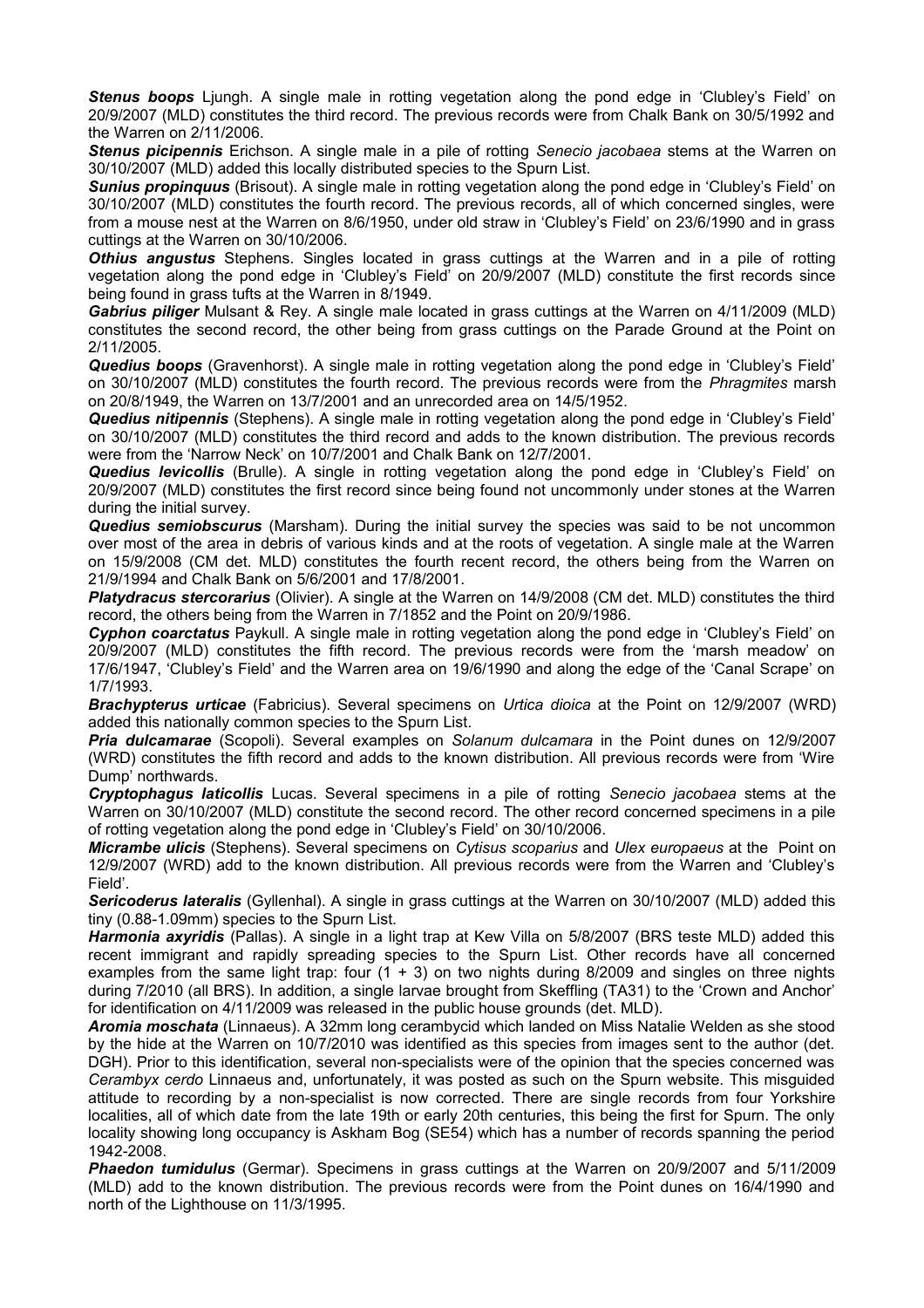***Stenus boops*** Ljungh. A single male in rotting vegetation along the pond edge in 'Clubley's Field' on 20/9/2007 (MLD) constitutes the third record. The previous records were from Chalk Bank on 30/5/1992 and the Warren on 2/11/2006.

***Stenus picipennis*** Erichson. A single male in a pile of rotting *Senecio jacobaea* stems at the Warren on 30/10/2007 (MLD) added this locally distributed species to the Spurn List.

***Sunius propinquus*** (Brisout). A single male in rotting vegetation along the pond edge in 'Clubley's Field' on 30/10/2007 (MLD) constitutes the fourth record. The previous records, all of which concerned singles, were from a mouse nest at the Warren on 8/6/1950, under old straw in 'Clubley's Field' on 23/6/1990 and in grass cuttings at the Warren on 30/10/2006.

***Othius angustus*** Stephens. Singles located in grass cuttings at the Warren and in a pile of rotting vegetation along the pond edge in 'Clubley's Field' on 20/9/2007 (MLD) constitute the first records since being found in grass tufts at the Warren in 8/1949.

***Gabrius piliger*** Mulsant & Rey. A single male located in grass cuttings at the Warren on 4/11/2009 (MLD) constitutes the second record, the other being from grass cuttings on the Parade Ground at the Point on 2/11/2005.

***Quedius boops*** (Gravenhorst). A single male in rotting vegetation along the pond edge in 'Clubley's Field' on 30/10/2007 (MLD) constitutes the fourth record. The previous records were from the *Phragmites* marsh on 20/8/1949, the Warren on 13/7/2001 and an unrecorded area on 14/5/1952.

***Quedius nitipennis*** (Stephens). A single male in rotting vegetation along the pond edge in 'Clubley's Field' on 30/10/2007 (MLD) constitutes the third record and adds to the known distribution. The previous records were from the 'Narrow Neck' on 10/7/2001 and Chalk Bank on 12/7/2001.

***Quedius levicollis*** (Brulle). A single in rotting vegetation along the pond edge in 'Clubley's Field' on 20/9/2007 (MLD) constitutes the first record since being found not uncommonly under stones at the Warren during the initial survey.

***Quedius semiobscurus*** (Marsham). During the initial survey the species was said to be not uncommon over most of the area in debris of various kinds and at the roots of vegetation. A single male at the Warren on 15/9/2008 (CM det. MLD) constitutes the fourth recent record, the others being from the Warren on 21/9/1994 and Chalk Bank on 5/6/2001 and 17/8/2001.

***Platydracus stercorarius*** (Olivier). A single at the Warren on 14/9/2008 (CM det. MLD) constitutes the third record, the others being from the Warren in 7/1852 and the Point on 20/9/1986.

***Cyphon coarctatus*** Paykull. A single male in rotting vegetation along the pond edge in 'Clubley's Field' on 20/9/2007 (MLD) constitutes the fifth record. The previous records were from the 'marsh meadow' on 17/6/1947, 'Clubley's Field' and the Warren area on 19/6/1990 and along the edge of the 'Canal Scrape' on 1/7/1993.

***Brachypterus urticae*** (Fabricius). Several specimens on *Urtica dioica* at the Point on 12/9/2007 (WRD) added this nationally common species to the Spurn List.

***Pria dulcamarae*** (Scopoli). Several examples on *Solanum dulcamara* in the Point dunes on 12/9/2007 (WRD) constitutes the fifth record and adds to the known distribution. All previous records were from 'Wire Dump' northwards.

***Cryptophagus laticollis*** Lucas. Several specimens in a pile of rotting *Senecio jacobaea* stems at the Warren on 30/10/2007 (MLD) constitute the second record. The other record concerned specimens in a pile of rotting vegetation along the pond edge in 'Clubley's Field' on 30/10/2006.

***Micrambe ulicis*** (Stephens). Several specimens on *Cytisus scoparius* and *Ulex europaeus* at the Point on 12/9/2007 (WRD) add to the known distribution. All previous records were from the Warren and 'Clubley's Field'.

***Sericoderus lateralis*** (Gyllenhal). A single in grass cuttings at the Warren on 30/10/2007 (MLD) added this tiny (0.88-1.09mm) species to the Spurn List.

***Harmonia axyridis*** (Pallas). A single in a light trap at Kew Villa on 5/8/2007 (BRS teste MLD) added this recent immigrant and rapidly spreading species to the Spurn List. Other records have all concerned examples from the same light trap: four (1 + 3) on two nights during 8/2009 and singles on three nights during 7/2010 (all BRS). In addition, a single larvae brought from Skeffling (TA31) to the 'Crown and Anchor' for identification on 4/11/2009 was released in the public house grounds (det. MLD).

***Aromia moschata*** (Linnaeus). A 32mm long cerambycid which landed on Miss Natalie Welden as she stood by the hide at the Warren on 10/7/2010 was identified as this species from images sent to the author (det. DGH). Prior to this identification, several non-specialists were of the opinion that the species concerned was *Cerambyx cerdo* Linnaeus and, unfortunately, it was posted as such on the Spurn website. This misguided attitude to recording by a non-specialist is now corrected. There are single records from four Yorkshire localities, all of which date from the late 19th or early 20th centuries, this being the first for Spurn. The only locality showing long occupancy is Askham Bog (SE54) which has a number of records spanning the period 1942-2008.

***Phaedon tumidulus*** (Germar). Specimens in grass cuttings at the Warren on 20/9/2007 and 5/11/2009 (MLD) add to the known distribution. The previous records were from the Point dunes on 16/4/1990 and north of the Lighthouse on 11/3/1995.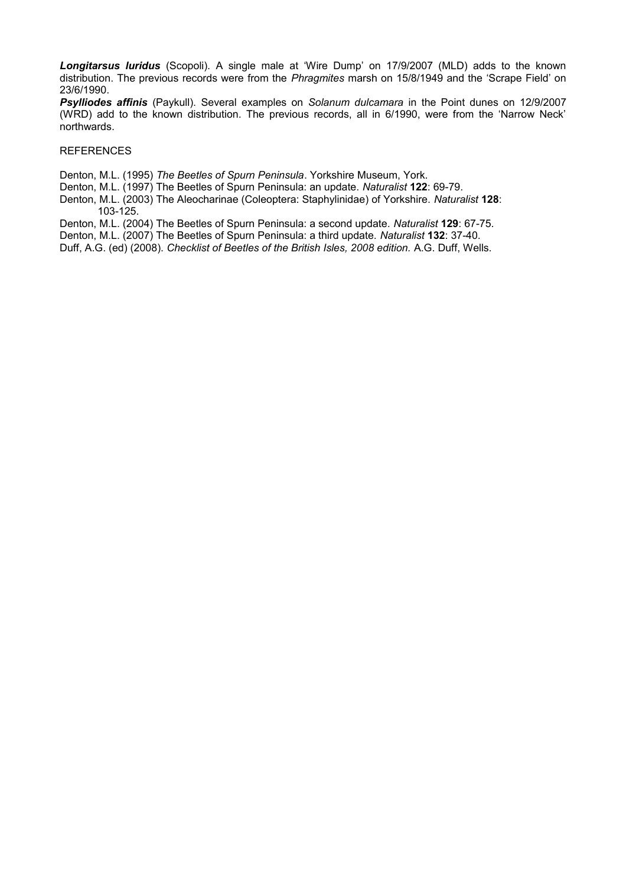***Longitarsus luridus*** (Scopoli). A single male at 'Wire Dump' on 17/9/2007 (MLD) adds to the known distribution. The previous records were from the *Phragmites* marsh on 15/8/1949 and the 'Scrape Field' on 23/6/1990.

***Psylliodes affinis*** (Paykull). Several examples on *Solanum dulcamara* in the Point dunes on 12/9/2007 (WRD) add to the known distribution. The previous records, all in 6/1990, were from the 'Narrow Neck' northwards.

REFERENCES

Denton, M.L. (1995) *The Beetles of Spurn Peninsula*. Yorkshire Museum, York.

Denton, M.L. (1997) The Beetles of Spurn Peninsula: an update. *Naturalist* **122**: 69-79.

Denton, M.L. (2003) The Aleocharinae (Coleoptera: Staphylinidae) of Yorkshire. *Naturalist* **128**: 103-125.

Denton, M.L. (2004) The Beetles of Spurn Peninsula: a second update. *Naturalist* **129**: 67-75.

Denton, M.L. (2007) The Beetles of Spurn Peninsula: a third update. *Naturalist* **132**: 37-40.

Duff, A.G. (ed) (2008). *Checklist of Beetles of the British Isles, 2008 edition.* A.G. Duff, Wells.